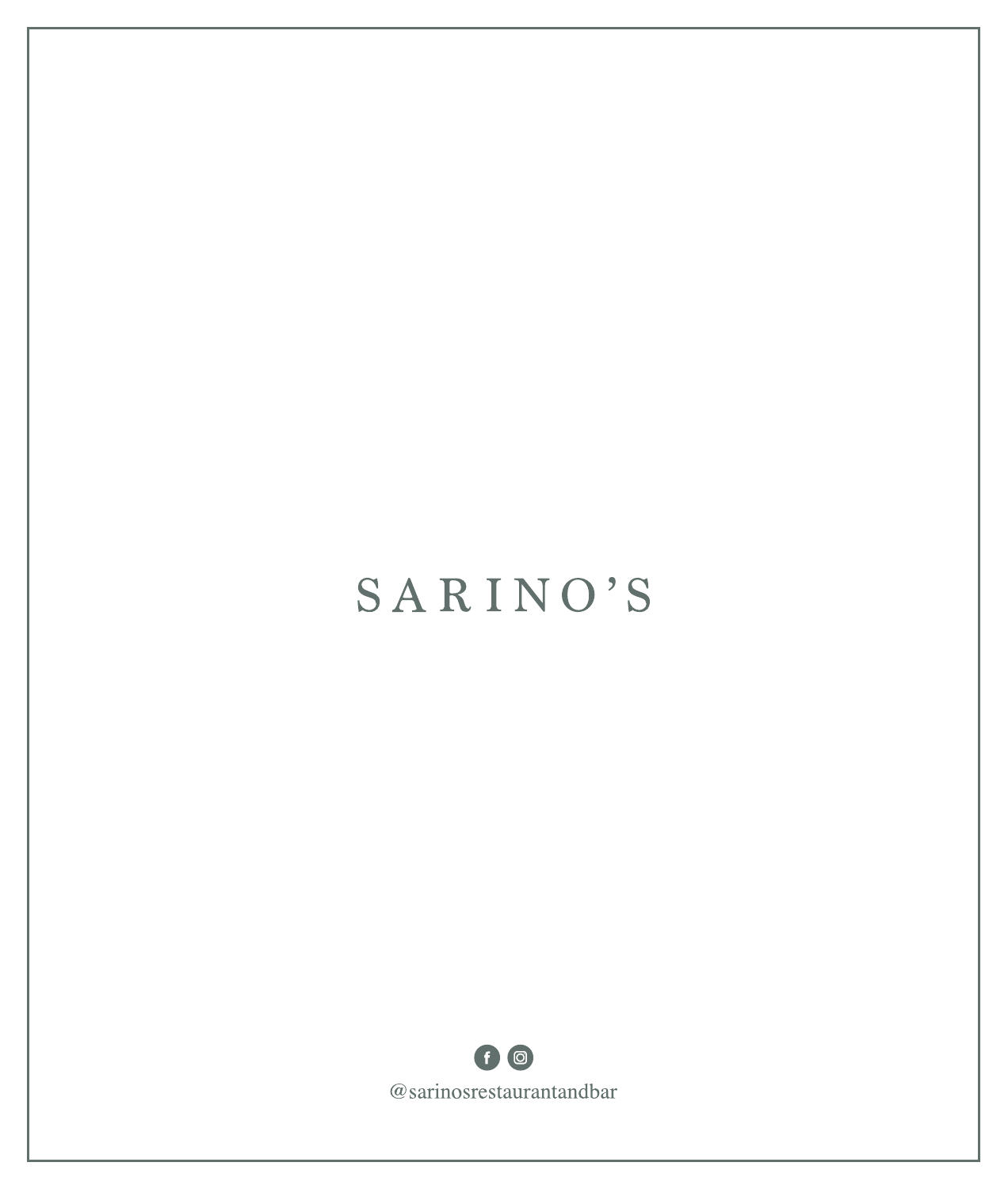# SARINO'S

@sarinosrestaurantandbar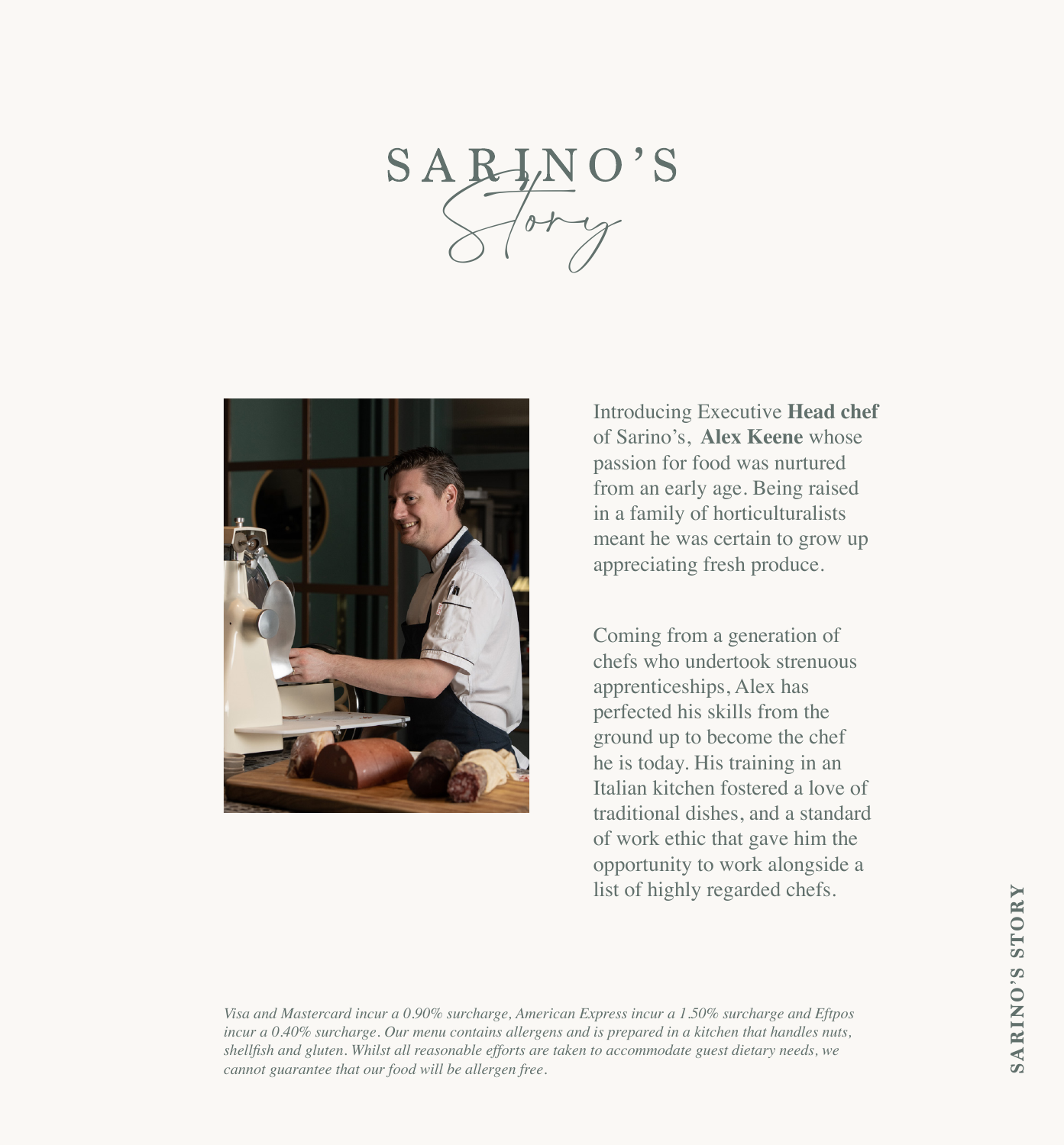# SARINO'S Story

Introducing Executive **Head chef** of Sarino's, **Alex Keene** whose passion for food was nurtured from an early age. Being raised in a family of horticulturalists meant he was certain to grow up appreciating fresh produce.

Coming from a generation of chefs who undertook strenuous apprenticeships, Alex has perfected his skills from the ground up to become the chef he is today. His training in an Italian kitchen fostered a love of traditional dishes, and a standard of work ethic that gave him the opportunity to work alongside a list of highly regarded chefs.

*Visa and Mastercard incur a 0.90% surcharge, American Express incur a 1.50% surcharge and Eftpos incur a 0.40% surcharge. Our menu contains allergens and is prepared in a kitchen that handles nuts, shellfish and gluten. Whilst all reasonable efforts are taken to accommodate guest dietary needs, we cannot guarantee that our food will be allergen free.*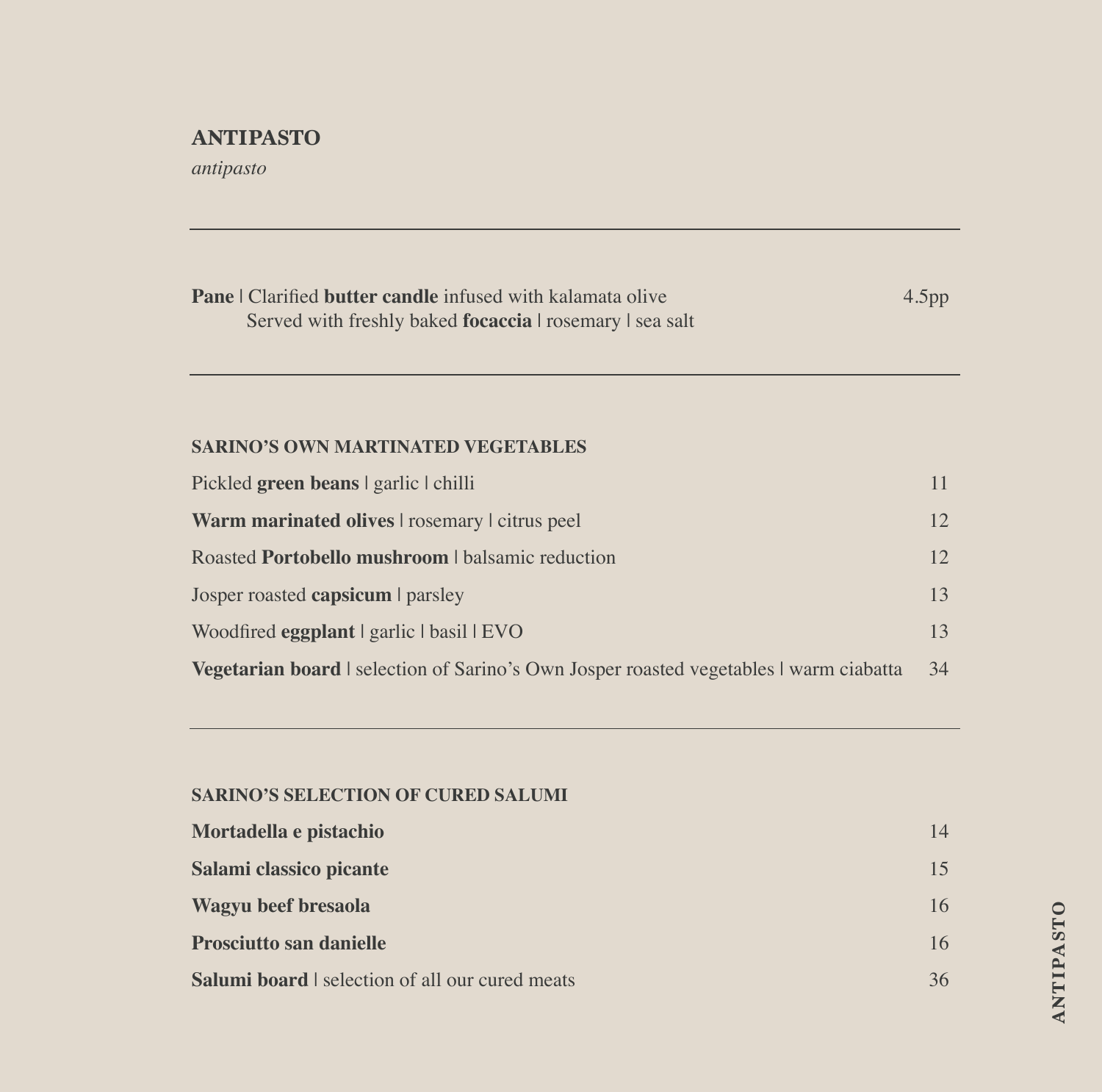# ANTIPASTO

*antipasto*

---

**Pane** | Clarified **butter candle** infused with kalamata olive — 4.5pp
Served with freshly baked **focaccia** | rosemary | sea salt

---

## SARINO'S OWN MARTINATED VEGETABLES

| Item | Price |
| --- | --- |
| Pickled **green beans** \| garlic \| chilli | 11 |
| **Warm marinated olives** \| rosemary \| citrus peel | 12 |
| Roasted **Portobello mushroom** \| balsamic reduction | 12 |
| Josper roasted **capsicum** \| parsley | 13 |
| Woodfired **eggplant** \| garlic \| basil \| EVO | 13 |
| **Vegetarian board** \| selection of Sarino's Own Josper roasted vegetables \| warm ciabatta | 34 |

---

## SARINO'S SELECTION OF CURED SALUMI

| Item | Price |
| --- | --- |
| **Mortadella e pistachio** | 14 |
| **Salami classico picante** | 15 |
| **Wagyu beef bresaola** | 16 |
| **Prosciutto san danielle** | 16 |
| **Salumi board** \| selection of all our cured meats | 36 |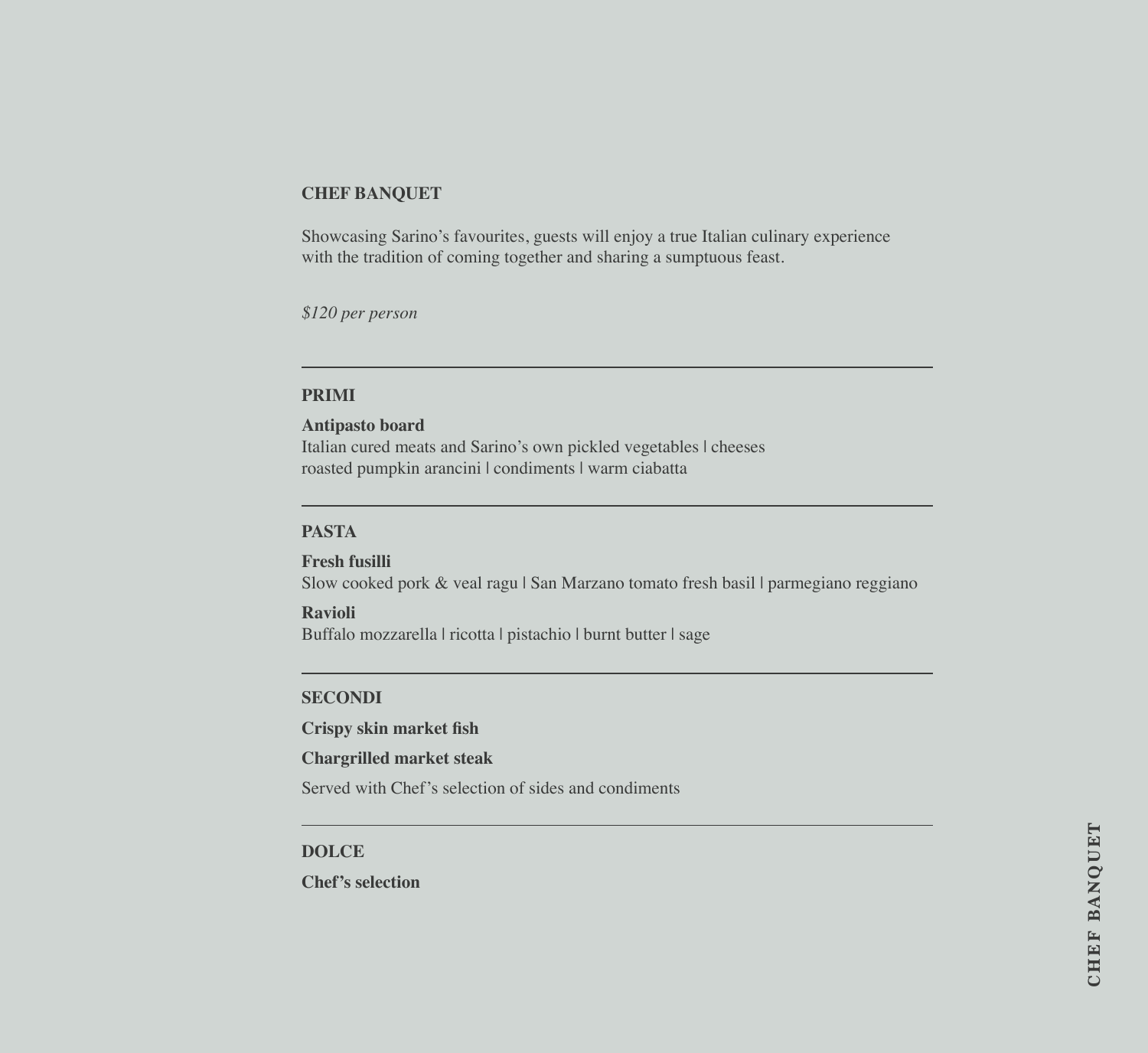# CHEF BANQUET

Showcasing Sarino's favourites, guests will enjoy a true Italian culinary experience with the tradition of coming together and sharing a sumptuous feast.

*$120 per person*

---

## PRIMI

**Antipasto board**
Italian cured meats and Sarino's own pickled vegetables | cheeses
roasted pumpkin arancini | condiments | warm ciabatta

---

## PASTA

**Fresh fusilli**
Slow cooked pork & veal ragu | San Marzano tomato fresh basil | parmegiano reggiano

**Ravioli**
Buffalo mozzarella | ricotta | pistachio | burnt butter | sage

---

## SECONDI

**Crispy skin market fish**

**Chargrilled market steak**

Served with Chef's selection of sides and condiments

---

## DOLCE

**Chef's selection**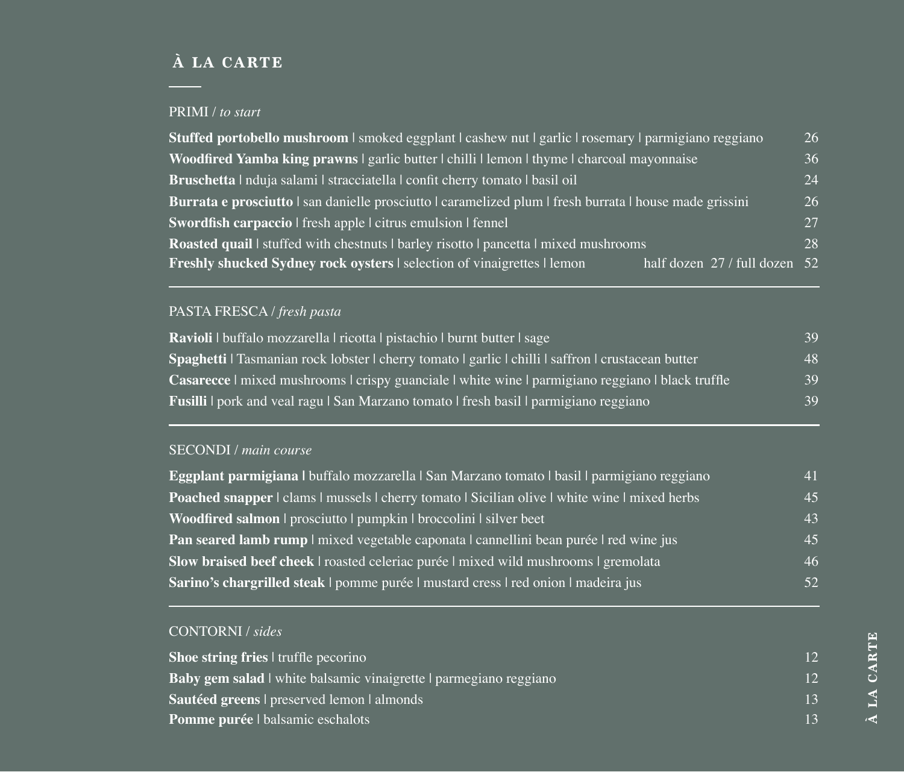# À LA CARTE

## PRIMI / *to start*

**Stuffed portobello mushroom** | smoked eggplant | cashew nut | garlic | rosemary | parmigiano reggiano 26

**Woodfired Yamba king prawns** | garlic butter | chilli | lemon | thyme | charcoal mayonnaise 36

**Bruschetta** | nduja salami | stracciatella | confit cherry tomato | basil oil 24

**Burrata e prosciutto** | san danielle prosciutto | caramelized plum | fresh burrata | house made grissini 26

**Swordfish carpaccio** | fresh apple | citrus emulsion | fennel 27

**Roasted quail** | stuffed with chestnuts | barley risotto | pancetta | mixed mushrooms 28

**Freshly shucked Sydney rock oysters** | selection of vinaigrettes | lemon half dozen 27 / full dozen 52

---

## PASTA FRESCA / *fresh pasta*

**Ravioli** | buffalo mozzarella | ricotta | pistachio | burnt butter | sage 39

**Spaghetti** | Tasmanian rock lobster | cherry tomato | garlic | chilli | saffron | crustacean butter 48

**Casarecce** | mixed mushrooms | crispy guanciale | white wine | parmigiano reggiano | black truffle 39

**Fusilli** | pork and veal ragu | San Marzano tomato | fresh basil | parmigiano reggiano 39

---

## SECONDI / *main course*

**Eggplant parmigiana** | buffalo mozzarella | San Marzano tomato | basil | parmigiano reggiano 41

**Poached snapper** | clams | mussels | cherry tomato | Sicilian olive | white wine | mixed herbs 45

**Woodfired salmon** | prosciutto | pumpkin | broccolini | silver beet 43

**Pan seared lamb rump** | mixed vegetable caponata | cannellini bean purée | red wine jus 45

**Slow braised beef cheek** | roasted celeriac purée | mixed wild mushrooms | gremolata 46

**Sarino's chargrilled steak** | pomme purée | mustard cress | red onion | madeira jus 52

---

## CONTORNI / *sides*

**Shoe string fries** | truffle pecorino 12

**Baby gem salad** | white balsamic vinaigrette | parmegiano reggiano 12

**Sautéed greens** | preserved lemon | almonds 13

**Pomme purée** | balsamic eschalots 13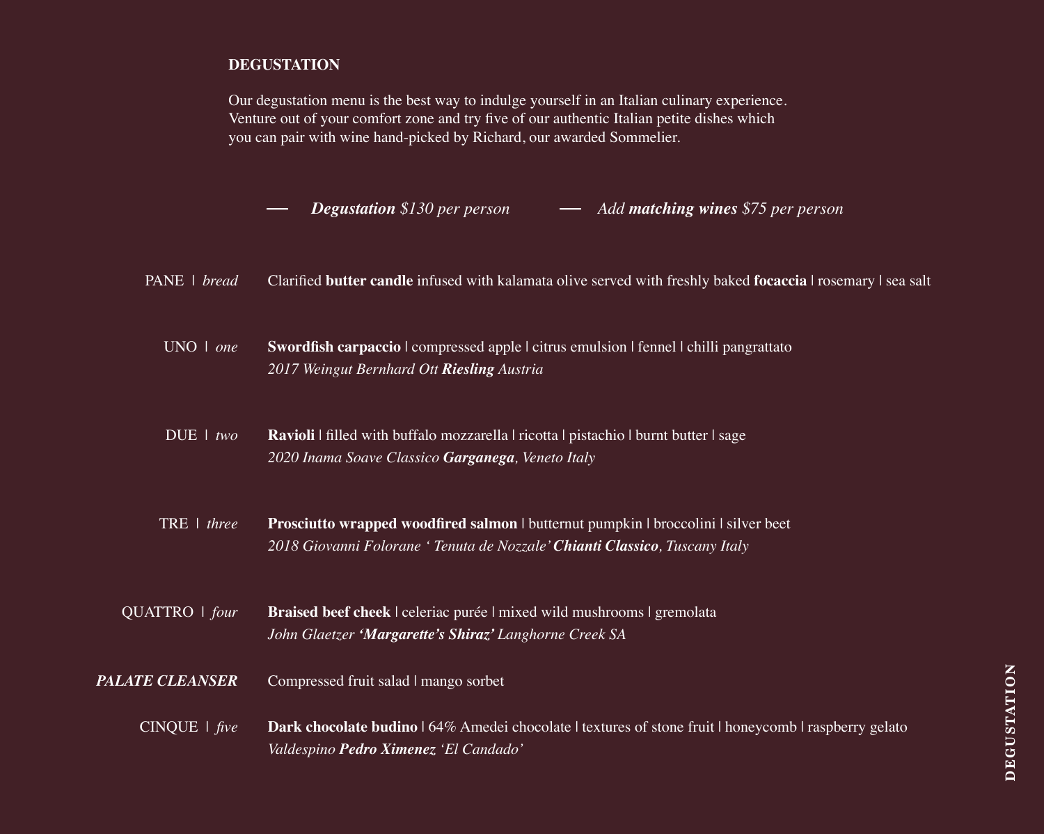## DEGUSTATION

Our degustation menu is the best way to indulge yourself in an Italian culinary experience. Venture out of your comfort zone and try five of our authentic Italian petite dishes which you can pair with wine hand-picked by Richard, our awarded Sommelier.

— ***Degustation** $130 per person* — *Add **matching wines** $75 per person*

PANE | *bread*
Clarified **butter candle** infused with kalamata olive served with freshly baked **focaccia** | rosemary | sea salt

UNO | *one*
**Swordfish carpaccio** | compressed apple | citrus emulsion | fennel | chilli pangrattato
*2017 Weingut Bernhard Ott **Riesling** Austria*

DUE | *two*
**Ravioli** | filled with buffalo mozzarella | ricotta | pistachio | burnt butter | sage
*2020 Inama Soave Classico **Garganega**, Veneto Italy*

TRE | *three*
**Prosciutto wrapped woodfired salmon** | butternut pumpkin | broccolini | silver beet
*2018 Giovanni Folorane ' Tenuta de Nozzale' **Chianti Classico**, Tuscany Italy*

QUATTRO | *four*
**Braised beef cheek** | celeriac purée | mixed wild mushrooms | gremolata
*John Glaetzer **'Margarette's Shiraz'** Langhorne Creek SA*

***PALATE CLEANSER***
Compressed fruit salad | mango sorbet

CINQUE | *five*
**Dark chocolate budino** | 64% Amedei chocolate | textures of stone fruit | honeycomb | raspberry gelato
*Valdespino **Pedro Ximenez** 'El Candado'*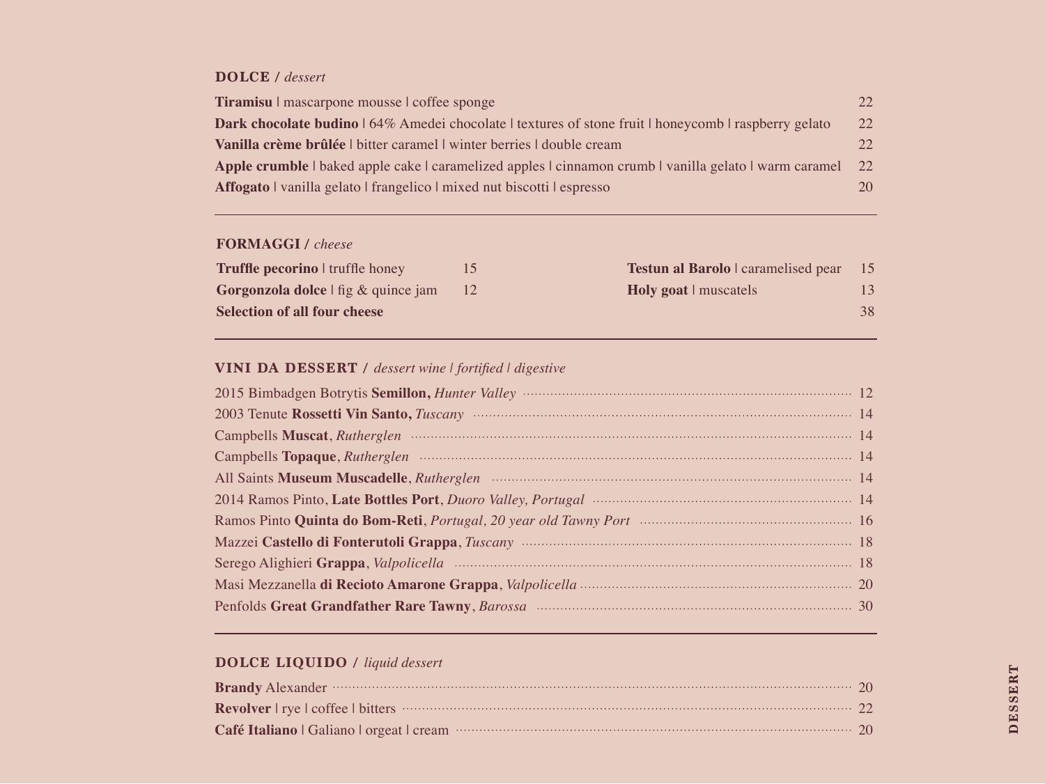## **DOLCE /** *dessert*

**Tiramisu** | mascarpone mousse | coffee sponge 22

**Dark chocolate budino** | 64% Amedei chocolate | textures of stone fruit | honeycomb | raspberry gelato 22

**Vanilla crème brûlée** | bitter caramel | winter berries | double cream 22

**Apple crumble** | baked apple cake | caramelized apples | cinnamon crumb | vanilla gelato | warm caramel 22

**Affogato** | vanilla gelato | frangelico | mixed nut biscotti | espresso 20

---

## **FORMAGGI /** *cheese*

**Truffle pecorino** | truffle honey 15

**Gorgonzola dolce** | fig & quince jam 12

**Testun al Barolo** | caramelised pear 15

**Holy goat** | muscatels 13

**Selection of all four cheese** 38

---

## **VINI DA DESSERT /** *dessert wine | fortified | digestive*

2015 Bimbadgen Botrytis **Semillon,** *Hunter Valley* 12

2003 Tenute **Rossetti Vin Santo,** *Tuscany* 14

Campbells **Muscat**, *Rutherglen* 14

Campbells **Topaque**, *Rutherglen* 14

All Saints **Museum Muscadelle**, *Rutherglen* 14

2014 Ramos Pinto, **Late Bottles Port**, *Duoro Valley, Portugal* 14

Ramos Pinto **Quinta do Bom-Reti**, *Portugal, 20 year old Tawny Port* 16

Mazzei **Castello di Fonterutoli Grappa**, *Tuscany* 18

Serego Alighieri **Grappa**, *Valpolicella* 18

Masi Mezzanella **di Recioto Amarone Grappa**, *Valpolicella* 20

Penfolds **Great Grandfather Rare Tawny**, *Barossa* 30

---

## **DOLCE LIQUIDO /** *liquid dessert*

**Brandy** Alexander 20

**Revolver** | rye | coffee | bitters 22

**Café Italiano** | Galiano | orgeat | cream 20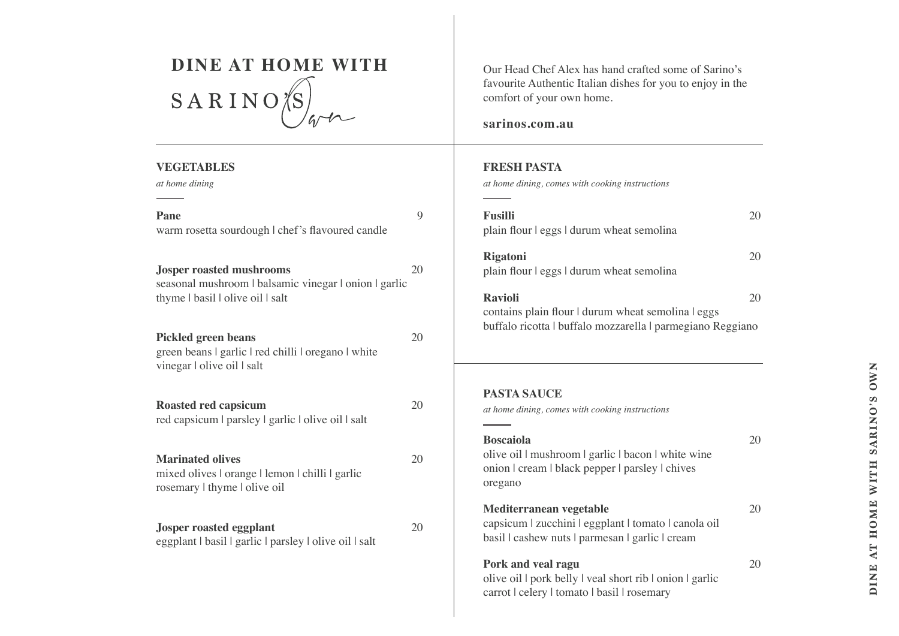# DINE AT HOME WITH SARINO'S Own

Our Head Chef Alex has hand crafted some of Sarino's favourite Authentic Italian dishes for you to enjoy in the comfort of your own home.

**sarinos.com.au**

## VEGETABLES

*at home dining*

**Pane** 9
warm rosetta sourdough | chef's flavoured candle

**Josper roasted mushrooms** 20
seasonal mushroom | balsamic vinegar | onion | garlic thyme | basil | olive oil | salt

**Pickled green beans** 20
green beans | garlic | red chilli | oregano | white vinegar | olive oil | salt

**Roasted red capsicum** 20
red capsicum | parsley | garlic | olive oil | salt

**Marinated olives** 20
mixed olives | orange | lemon | chilli | garlic rosemary | thyme | olive oil

**Josper roasted eggplant** 20
eggplant | basil | garlic | parsley | olive oil | salt

## FRESH PASTA

*at home dining, comes with cooking instructions*

**Fusilli** 20
plain flour | eggs | durum wheat semolina

**Rigatoni** 20
plain flour | eggs | durum wheat semolina

**Ravioli** 20
contains plain flour | durum wheat semolina | eggs buffalo ricotta | buffalo mozzarella | parmegiano Reggiano

## PASTA SAUCE

*at home dining, comes with cooking instructions*

**Boscaiola** 20
olive oil | mushroom | garlic | bacon | white wine onion | cream | black pepper | parsley | chives oregano

**Mediterranean vegetable** 20
capsicum | zucchini | eggplant | tomato | canola oil basil | cashew nuts | parmesan | garlic | cream

**Pork and veal ragu** 20
olive oil | pork belly | veal short rib | onion | garlic carrot | celery | tomato | basil | rosemary